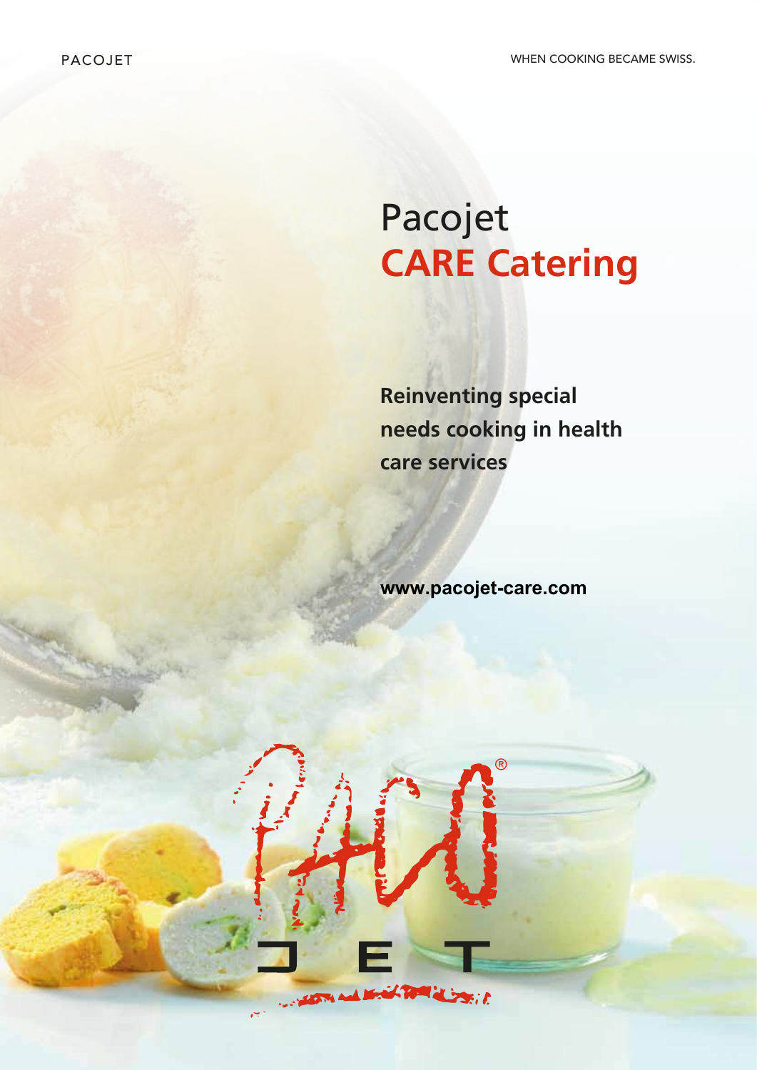PACOJET

WHEN COOKING BECAME SWISS.

# Pacojet **CARE Catering**

**Reinventing special needs cooking in health care services**

**www.pacojet-care.com**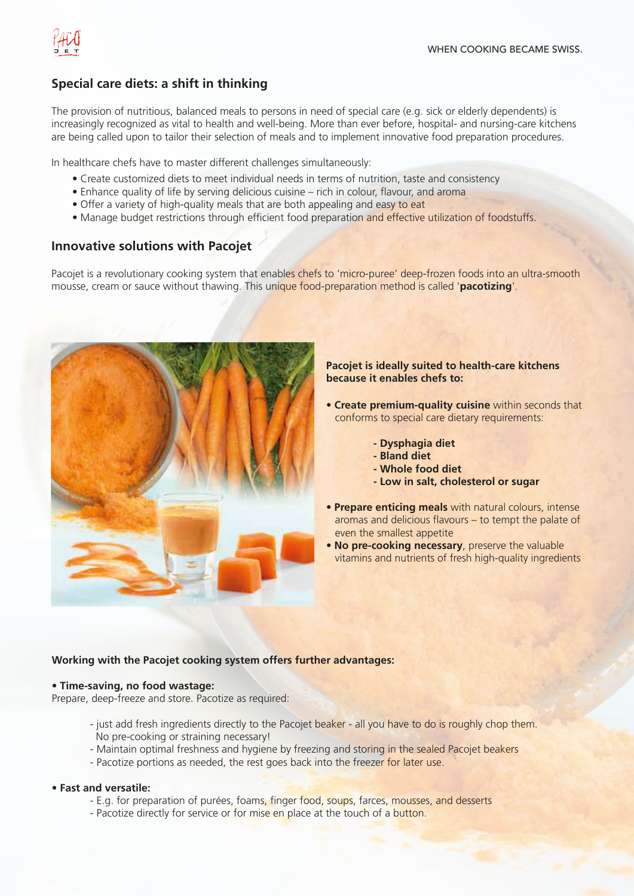## Special care diets: a shift in thinking

The provision of nutritious, balanced meals to persons in need of special care (e.g. sick or elderly dependents) is increasingly recognized as vital to health and well-being. More than ever before, hospital- and nursing-care kitchens are being called upon to tailor their selection of meals and to implement innovative food preparation procedures.

In healthcare chefs have to master different challenges simultaneously:

- Create customized diets to meet individual needs in terms of nutrition, taste and consistency
- Enhance quality of life by serving delicious cuisine – rich in colour, flavour, and aroma
- Offer a variety of high-quality meals that are both appealing and easy to eat
- Manage budget restrictions through efficient food preparation and effective utilization of foodstuffs.

## Innovative solutions with Pacojet

Pacojet is a revolutionary cooking system that enables chefs to 'micro-puree' deep-frozen foods into an ultra-smooth mousse, cream or sauce without thawing. This unique food-preparation method is called '**pacotizing**'.

**Pacojet is ideally suited to health-care kitchens because it enables chefs to:**

- **Create premium-quality cuisine** within seconds that conforms to special care dietary requirements:
  - **Dysphagia diet**
  - **Bland diet**
  - **Whole food diet**
  - **Low in salt, cholesterol or sugar**
- **Prepare enticing meals** with natural colours, intense aromas and delicious flavours – to tempt the palate of even the smallest appetite
- **No pre-cooking necessary**, preserve the valuable vitamins and nutrients of fresh high-quality ingredients

**Working with the Pacojet cooking system offers further advantages:**

**• Time-saving, no food wastage:**
Prepare, deep-freeze and store. Pacotize as required:

- just add fresh ingredients directly to the Pacojet beaker - all you have to do is roughly chop them. No pre-cooking or straining necessary!
- Maintain optimal freshness and hygiene by freezing and storing in the sealed Pacojet beakers
- Pacotize portions as needed, the rest goes back into the freezer for later use.

**• Fast and versatile:**

- E.g. for preparation of purées, foams, finger food, soups, farces, mousses, and desserts
- Pacotize directly for service or for mise en place at the touch of a button.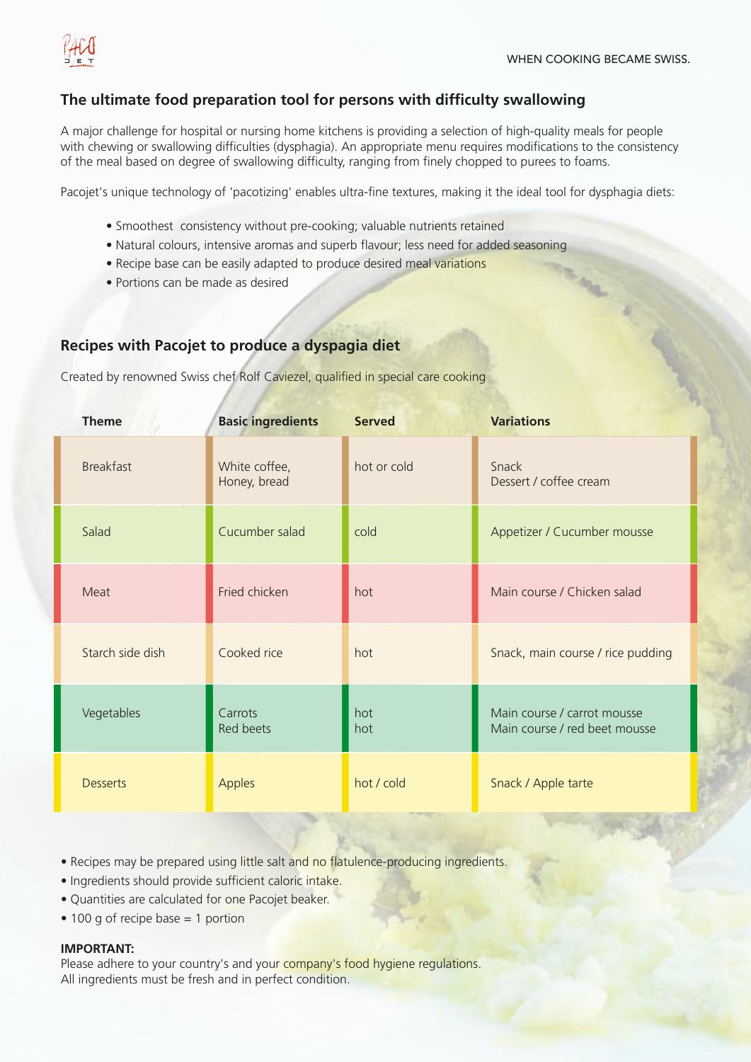## The ultimate food preparation tool for persons with difficulty swallowing

A major challenge for hospital or nursing home kitchens is providing a selection of high-quality meals for people with chewing or swallowing difficulties (dysphagia). An appropriate menu requires modifications to the consistency of the meal based on degree of swallowing difficulty, ranging from finely chopped to purees to foams.

Pacojet's unique technology of 'pacotizing' enables ultra-fine textures, making it the ideal tool for dysphagia diets:

- Smoothest consistency without pre-cooking; valuable nutrients retained
- Natural colours, intensive aromas and superb flavour; less need for added seasoning
- Recipe base can be easily adapted to produce desired meal variations
- Portions can be made as desired

## Recipes with Pacojet to produce a dyspagia diet

Created by renowned Swiss chef Rolf Caviezel, qualified in special care cooking

| Theme | Basic ingredients | Served | Variations |
|---|---|---|---|
| Breakfast | White coffee, Honey, bread | hot or cold | Snack Dessert / coffee cream |
| Salad | Cucumber salad | cold | Appetizer / Cucumber mousse |
| Meat | Fried chicken | hot | Main course / Chicken salad |
| Starch side dish | Cooked rice | hot | Snack, main course / rice pudding |
| Vegetables | Carrots Red beets | hot hot | Main course / carrot mousse Main course / red beet mousse |
| Desserts | Apples | hot / cold | Snack / Apple tarte |

- Recipes may be prepared using little salt and no flatulence-producing ingredients.
- Ingredients should provide sufficient caloric intake.
- Quantities are calculated for one Pacojet beaker.
- 100 g of recipe base = 1 portion

**IMPORTANT:**
Please adhere to your country's and your company's food hygiene regulations.
All ingredients must be fresh and in perfect condition.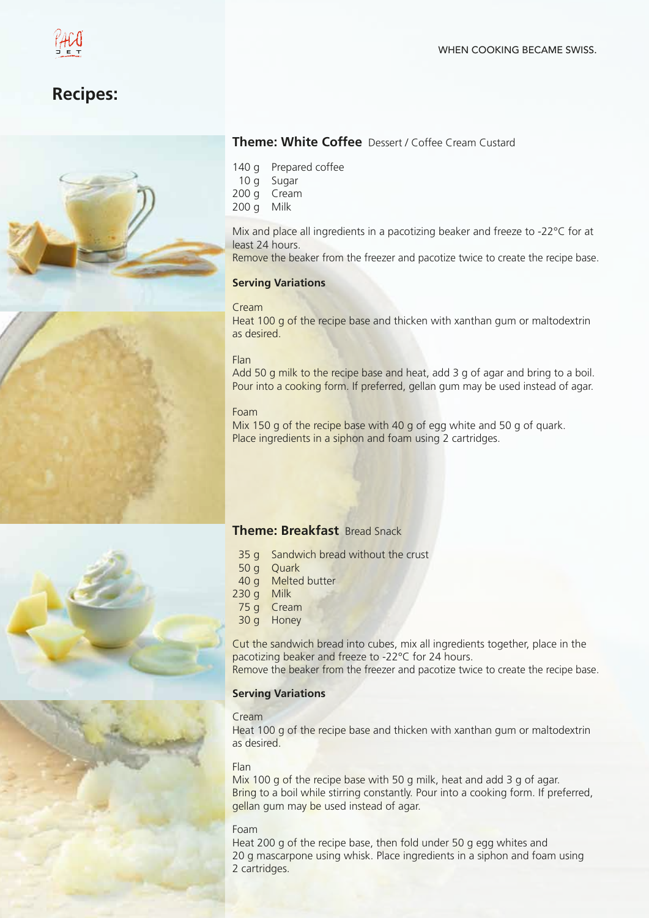# Recipes:

## Theme: White Coffee Dessert / Coffee Cream Custard

140 g Prepared coffee
10 g Sugar
200 g Cream
200 g Milk

Mix and place all ingredients in a pacotizing beaker and freeze to -22°C for at least 24 hours.
Remove the beaker from the freezer and pacotize twice to create the recipe base.

**Serving Variations**

Cream
Heat 100 g of the recipe base and thicken with xanthan gum or maltodextrin as desired.

Flan
Add 50 g milk to the recipe base and heat, add 3 g of agar and bring to a boil. Pour into a cooking form. If preferred, gellan gum may be used instead of agar.

Foam
Mix 150 g of the recipe base with 40 g of egg white and 50 g of quark. Place ingredients in a siphon and foam using 2 cartridges.

## Theme: Breakfast Bread Snack

35 g Sandwich bread without the crust
50 g Quark
40 g Melted butter
230 g Milk
75 g Cream
30 g Honey

Cut the sandwich bread into cubes, mix all ingredients together, place in the pacotizing beaker and freeze to -22°C for 24 hours.
Remove the beaker from the freezer and pacotize twice to create the recipe base.

**Serving Variations**

Cream
Heat 100 g of the recipe base and thicken with xanthan gum or maltodextrin as desired.

Flan
Mix 100 g of the recipe base with 50 g milk, heat and add 3 g of agar. Bring to a boil while stirring constantly. Pour into a cooking form. If preferred, gellan gum may be used instead of agar.

Foam
Heat 200 g of the recipe base, then fold under 50 g egg whites and 20 g mascarpone using whisk. Place ingredients in a siphon and foam using 2 cartridges.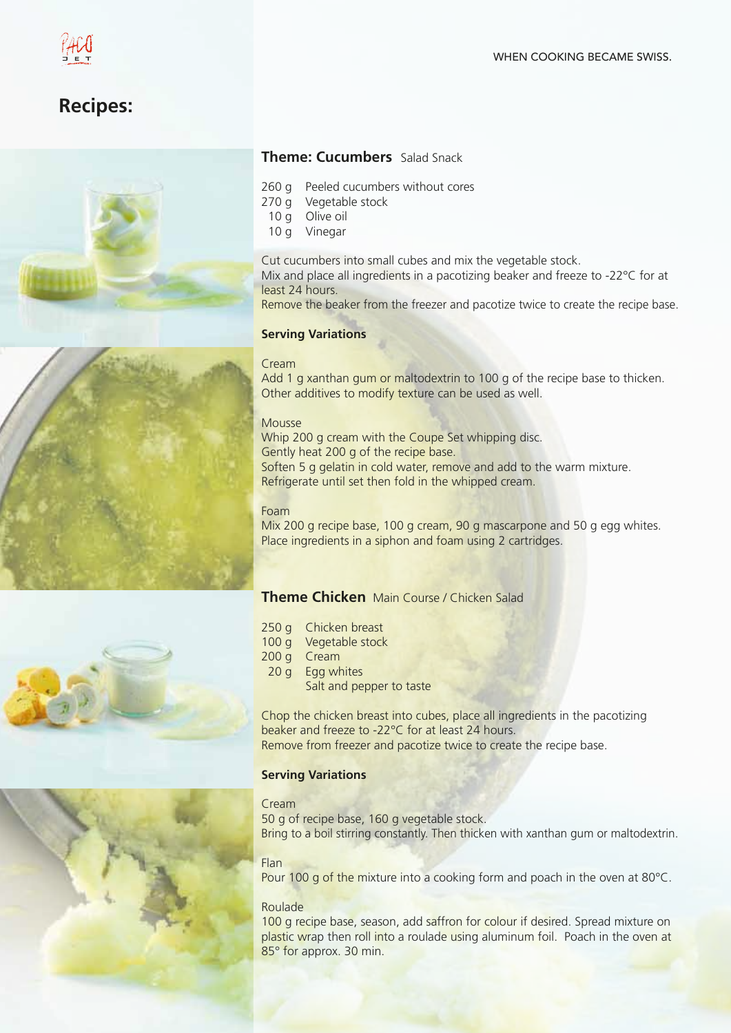# Recipes:

## Theme: Cucumbers Salad Snack

260 g Peeled cucumbers without cores
270 g Vegetable stock
10 g Olive oil
10 g Vinegar

Cut cucumbers into small cubes and mix the vegetable stock.
Mix and place all ingredients in a pacotizing beaker and freeze to -22°C for at least 24 hours.
Remove the beaker from the freezer and pacotize twice to create the recipe base.

### Serving Variations

Cream
Add 1 g xanthan gum or maltodextrin to 100 g of the recipe base to thicken.
Other additives to modify texture can be used as well.

Mousse
Whip 200 g cream with the Coupe Set whipping disc.
Gently heat 200 g of the recipe base.
Soften 5 g gelatin in cold water, remove and add to the warm mixture.
Refrigerate until set then fold in the whipped cream.

Foam
Mix 200 g recipe base, 100 g cream, 90 g mascarpone and 50 g egg whites.
Place ingredients in a siphon and foam using 2 cartridges.

## Theme Chicken Main Course / Chicken Salad

250 g Chicken breast
100 g Vegetable stock
200 g Cream
20 g Egg whites
Salt and pepper to taste

Chop the chicken breast into cubes, place all ingredients in the pacotizing beaker and freeze to -22°C for at least 24 hours.
Remove from freezer and pacotize twice to create the recipe base.

### Serving Variations

Cream
50 g of recipe base, 160 g vegetable stock.
Bring to a boil stirring constantly. Then thicken with xanthan gum or maltodextrin.

Flan
Pour 100 g of the mixture into a cooking form and poach in the oven at 80°C.

Roulade
100 g recipe base, season, add saffron for colour if desired. Spread mixture on plastic wrap then roll into a roulade using aluminum foil. Poach in the oven at 85° for approx. 30 min.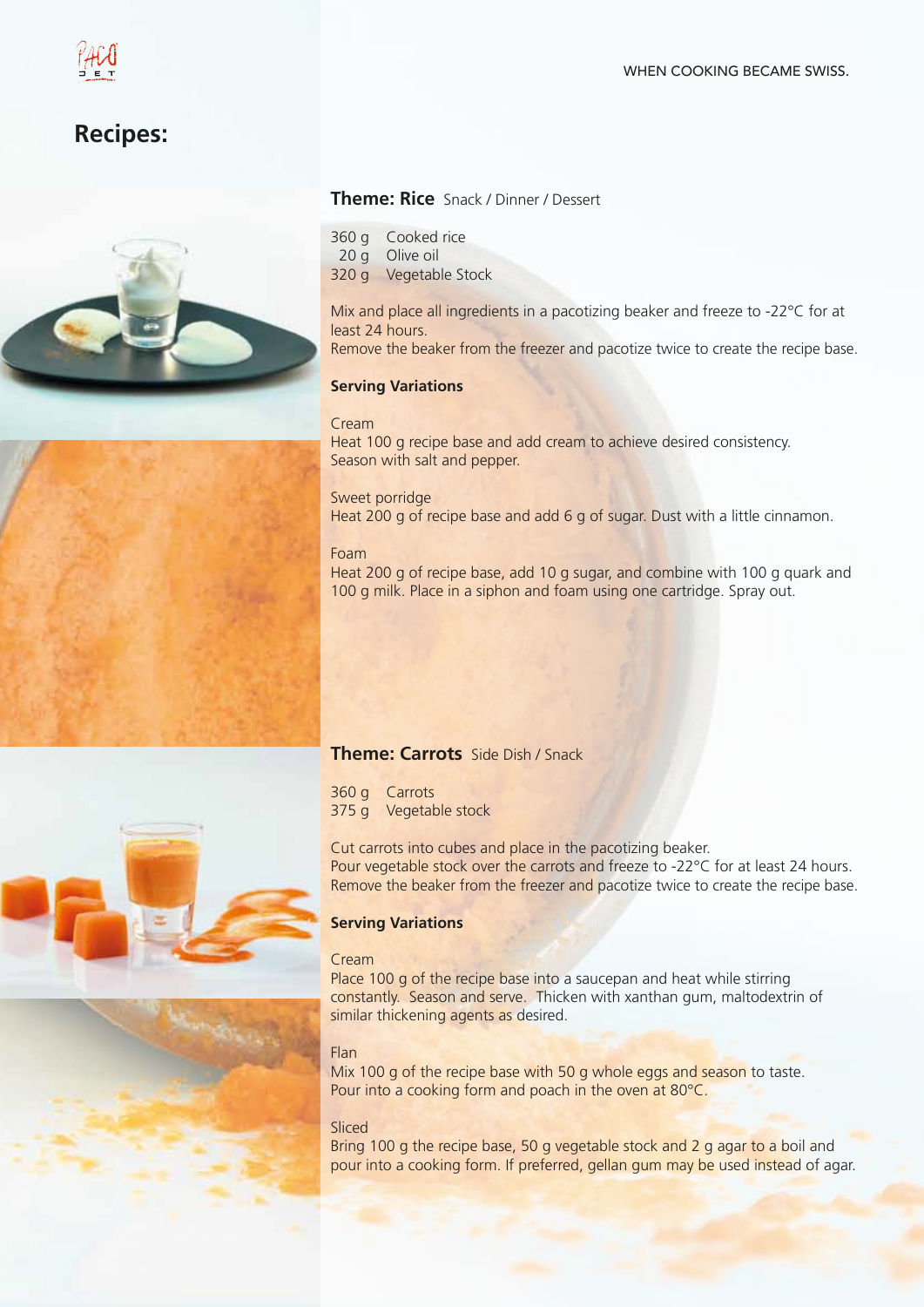# Recipes:

## Theme: Rice Snack / Dinner / Dessert

360 g Cooked rice
20 g Olive oil
320 g Vegetable Stock

Mix and place all ingredients in a pacotizing beaker and freeze to -22°C for at least 24 hours.
Remove the beaker from the freezer and pacotize twice to create the recipe base.

### Serving Variations

Cream
Heat 100 g recipe base and add cream to achieve desired consistency. Season with salt and pepper.

Sweet porridge
Heat 200 g of recipe base and add 6 g of sugar. Dust with a little cinnamon.

Foam
Heat 200 g of recipe base, add 10 g sugar, and combine with 100 g quark and 100 g milk. Place in a siphon and foam using one cartridge. Spray out.

## Theme: Carrots Side Dish / Snack

360 g Carrots
375 g Vegetable stock

Cut carrots into cubes and place in the pacotizing beaker.
Pour vegetable stock over the carrots and freeze to -22°C for at least 24 hours.
Remove the beaker from the freezer and pacotize twice to create the recipe base.

### Serving Variations

Cream
Place 100 g of the recipe base into a saucepan and heat while stirring constantly. Season and serve. Thicken with xanthan gum, maltodextrin of similar thickening agents as desired.

Flan
Mix 100 g of the recipe base with 50 g whole eggs and season to taste. Pour into a cooking form and poach in the oven at 80°C.

Sliced
Bring 100 g the recipe base, 50 g vegetable stock and 2 g agar to a boil and pour into a cooking form. If preferred, gellan gum may be used instead of agar.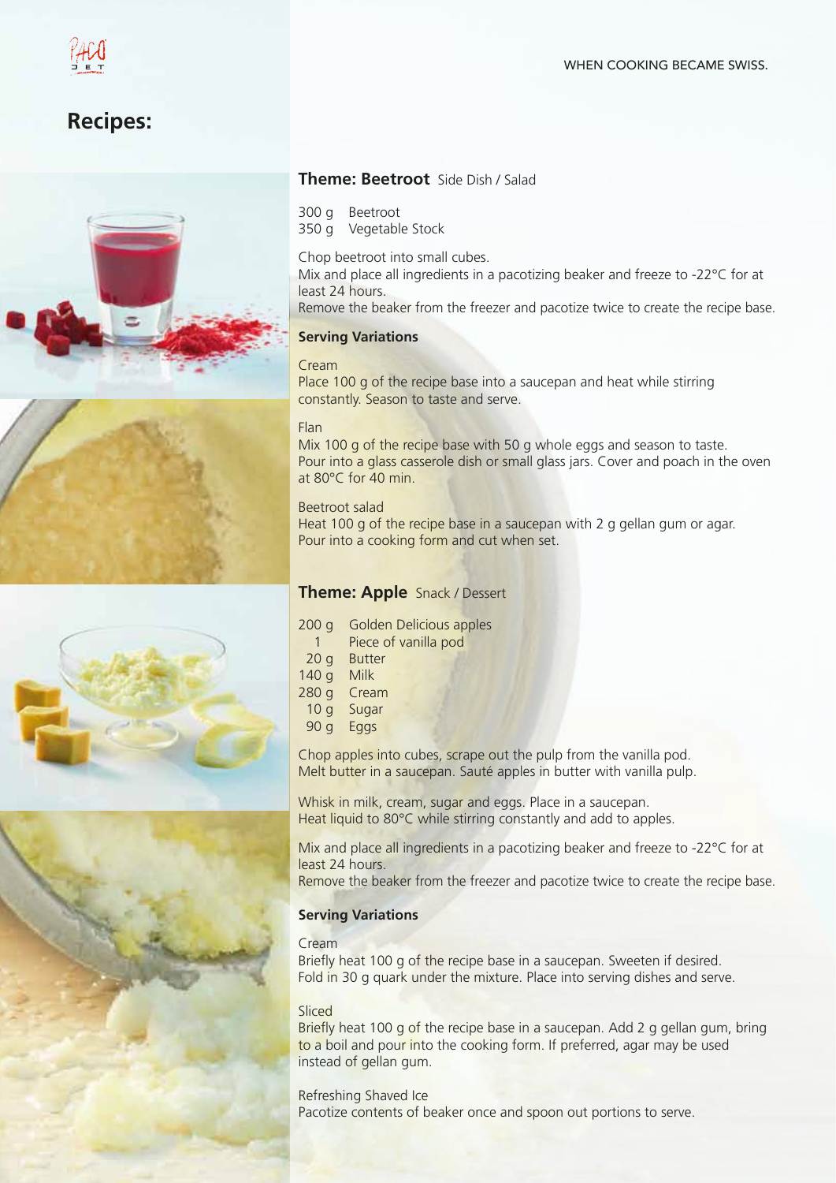## Recipes:

### Theme: Beetroot Side Dish / Salad

300 g Beetroot
350 g Vegetable Stock

Chop beetroot into small cubes.
Mix and place all ingredients in a pacotizing beaker and freeze to -22°C for at least 24 hours.
Remove the beaker from the freezer and pacotize twice to create the recipe base.

**Serving Variations**

Cream
Place 100 g of the recipe base into a saucepan and heat while stirring constantly. Season to taste and serve.

Flan
Mix 100 g of the recipe base with 50 g whole eggs and season to taste.
Pour into a glass casserole dish or small glass jars. Cover and poach in the oven at 80°C for 40 min.

Beetroot salad
Heat 100 g of the recipe base in a saucepan with 2 g gellan gum or agar.
Pour into a cooking form and cut when set.

### Theme: Apple Snack / Dessert

200 g Golden Delicious apples
1 Piece of vanilla pod
20 g Butter
140 g Milk
280 g Cream
10 g Sugar
90 g Eggs

Chop apples into cubes, scrape out the pulp from the vanilla pod.
Melt butter in a saucepan. Sauté apples in butter with vanilla pulp.

Whisk in milk, cream, sugar and eggs. Place in a saucepan.
Heat liquid to 80°C while stirring constantly and add to apples.

Mix and place all ingredients in a pacotizing beaker and freeze to -22°C for at least 24 hours.
Remove the beaker from the freezer and pacotize twice to create the recipe base.

**Serving Variations**

Cream
Briefly heat 100 g of the recipe base in a saucepan. Sweeten if desired.
Fold in 30 g quark under the mixture. Place into serving dishes and serve.

Sliced
Briefly heat 100 g of the recipe base in a saucepan. Add 2 g gellan gum, bring to a boil and pour into the cooking form. If preferred, agar may be used instead of gellan gum.

Refreshing Shaved Ice
Pacotize contents of beaker once and spoon out portions to serve.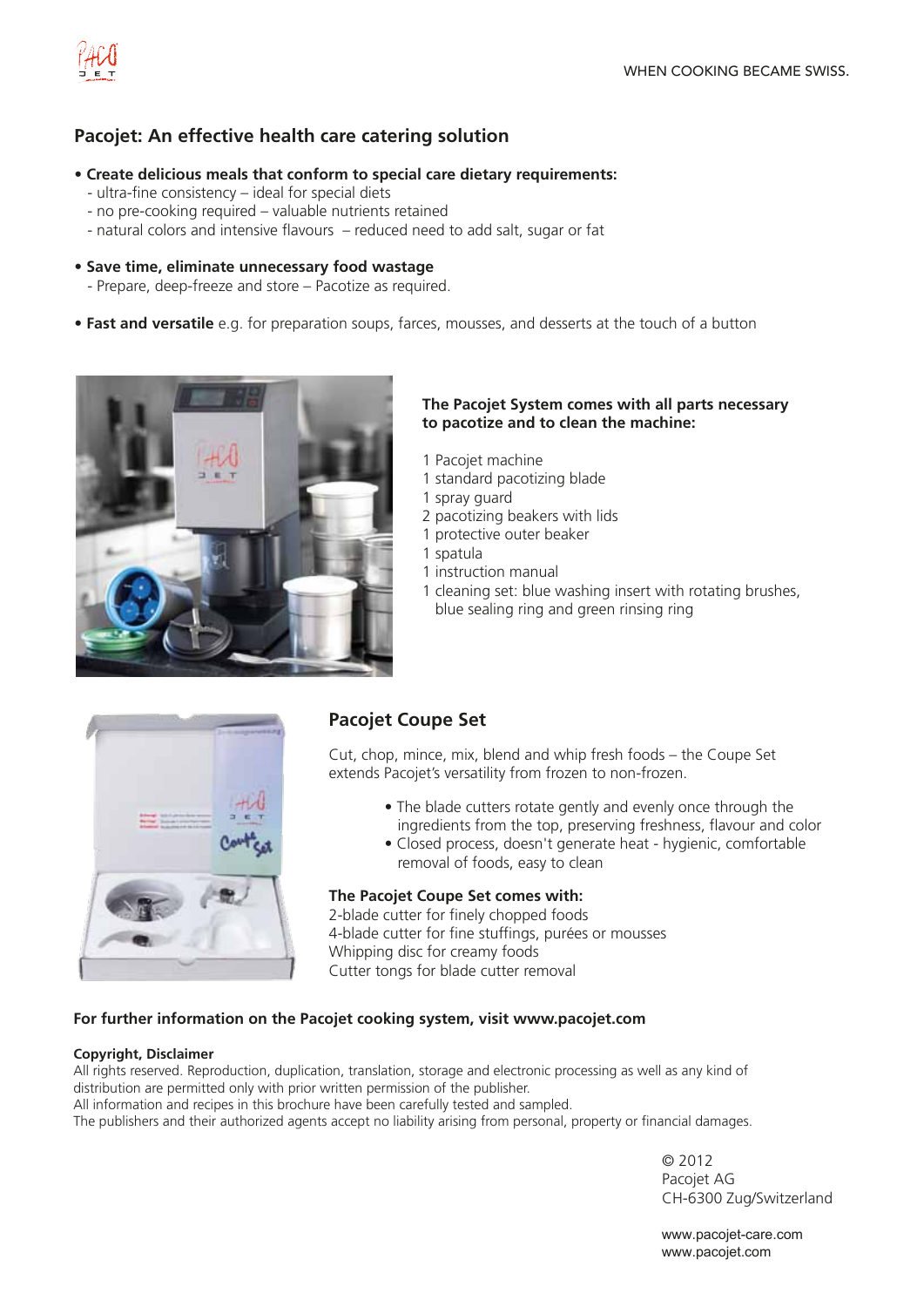## Pacojet: An effective health care catering solution

- **Create delicious meals that conform to special care dietary requirements:**
  - ultra-fine consistency – ideal for special diets
  - no pre-cooking required – valuable nutrients retained
  - natural colors and intensive flavours – reduced need to add salt, sugar or fat
- **Save time, eliminate unnecessary food wastage**
  - Prepare, deep-freeze and store – Pacotize as required.
- **Fast and versatile** e.g. for preparation soups, farces, mousses, and desserts at the touch of a button

**The Pacojet System comes with all parts necessary to pacotize and to clean the machine:**

1 Pacojet machine
1 standard pacotizing blade
1 spray guard
2 pacotizing beakers with lids
1 protective outer beaker
1 spatula
1 instruction manual
1 cleaning set: blue washing insert with rotating brushes, blue sealing ring and green rinsing ring

## Pacojet Coupe Set

Cut, chop, mince, mix, blend and whip fresh foods – the Coupe Set extends Pacojet's versatility from frozen to non-frozen.

- The blade cutters rotate gently and evenly once through the ingredients from the top, preserving freshness, flavour and color
- Closed process, doesn't generate heat - hygienic, comfortable removal of foods, easy to clean

**The Pacojet Coupe Set comes with:**
2-blade cutter for finely chopped foods
4-blade cutter for fine stuffings, purées or mousses
Whipping disc for creamy foods
Cutter tongs for blade cutter removal

**For further information on the Pacojet cooking system, visit www.pacojet.com**

**Copyright, Disclaimer**
All rights reserved. Reproduction, duplication, translation, storage and electronic processing as well as any kind of distribution are permitted only with prior written permission of the publisher.
All information and recipes in this brochure have been carefully tested and sampled.
The publishers and their authorized agents accept no liability arising from personal, property or financial damages.

© 2012
Pacojet AG
CH-6300 Zug/Switzerland

www.pacojet-care.com
www.pacojet.com